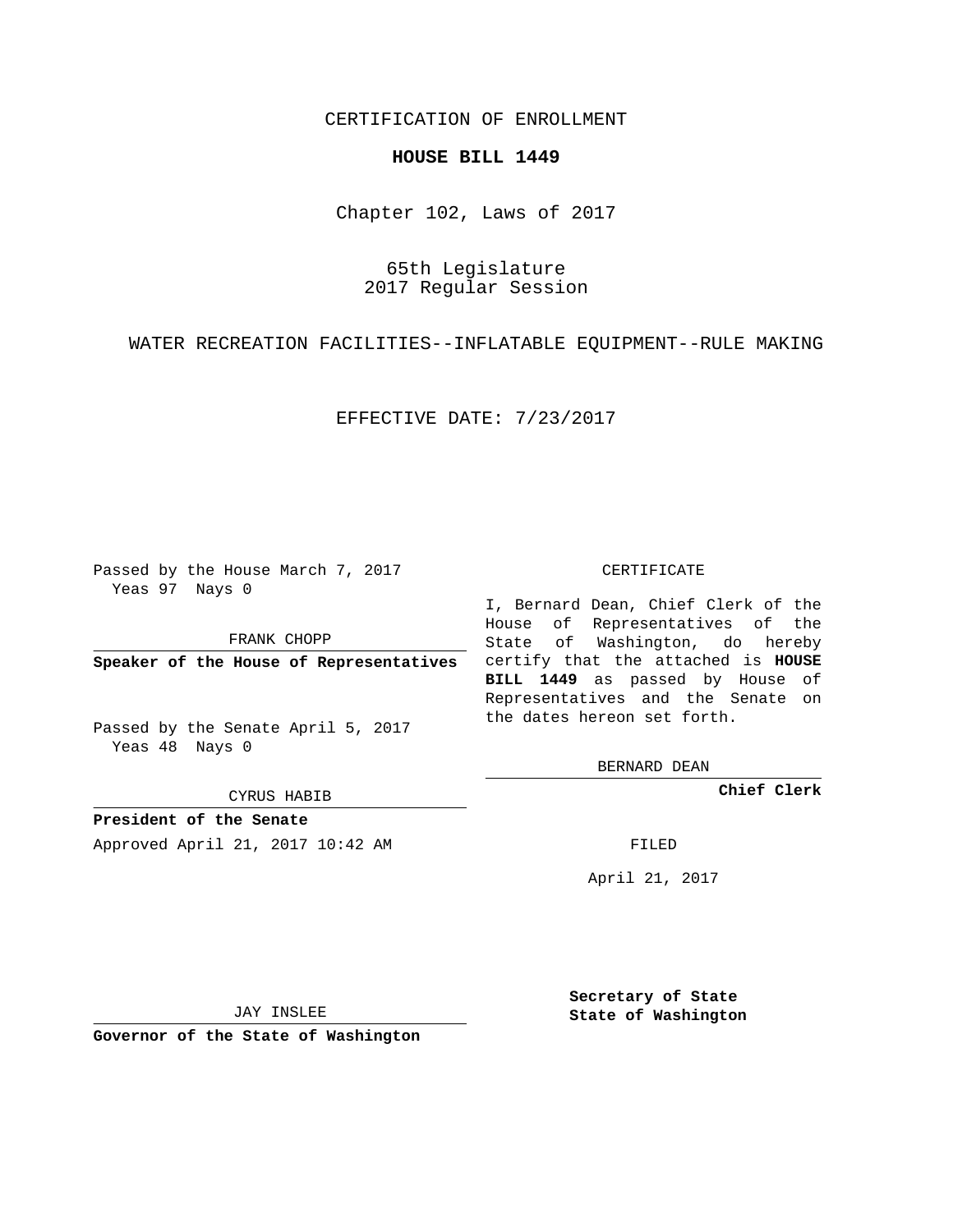CERTIFICATION OF ENROLLMENT

**HOUSE BILL 1449**

Chapter 102, Laws of 2017

65th Legislature
2017 Regular Session

WATER RECREATION FACILITIES--INFLATABLE EQUIPMENT--RULE MAKING

EFFECTIVE DATE: 7/23/2017

Passed by the House March 7, 2017
Yeas 97 Nays 0

FRANK CHOPP

**Speaker of the House of Representatives**

Passed by the Senate April 5, 2017
Yeas 48 Nays 0

CYRUS HABIB

**President of the Senate**

Approved April 21, 2017 10:42 AM

JAY INSLEE

**Governor of the State of Washington**

CERTIFICATE

I, Bernard Dean, Chief Clerk of the House of Representatives of the State of Washington, do hereby certify that the attached is **HOUSE BILL 1449** as passed by House of Representatives and the Senate on the dates hereon set forth.

BERNARD DEAN

**Chief Clerk**

FILED

April 21, 2017

**Secretary of State**
**State of Washington**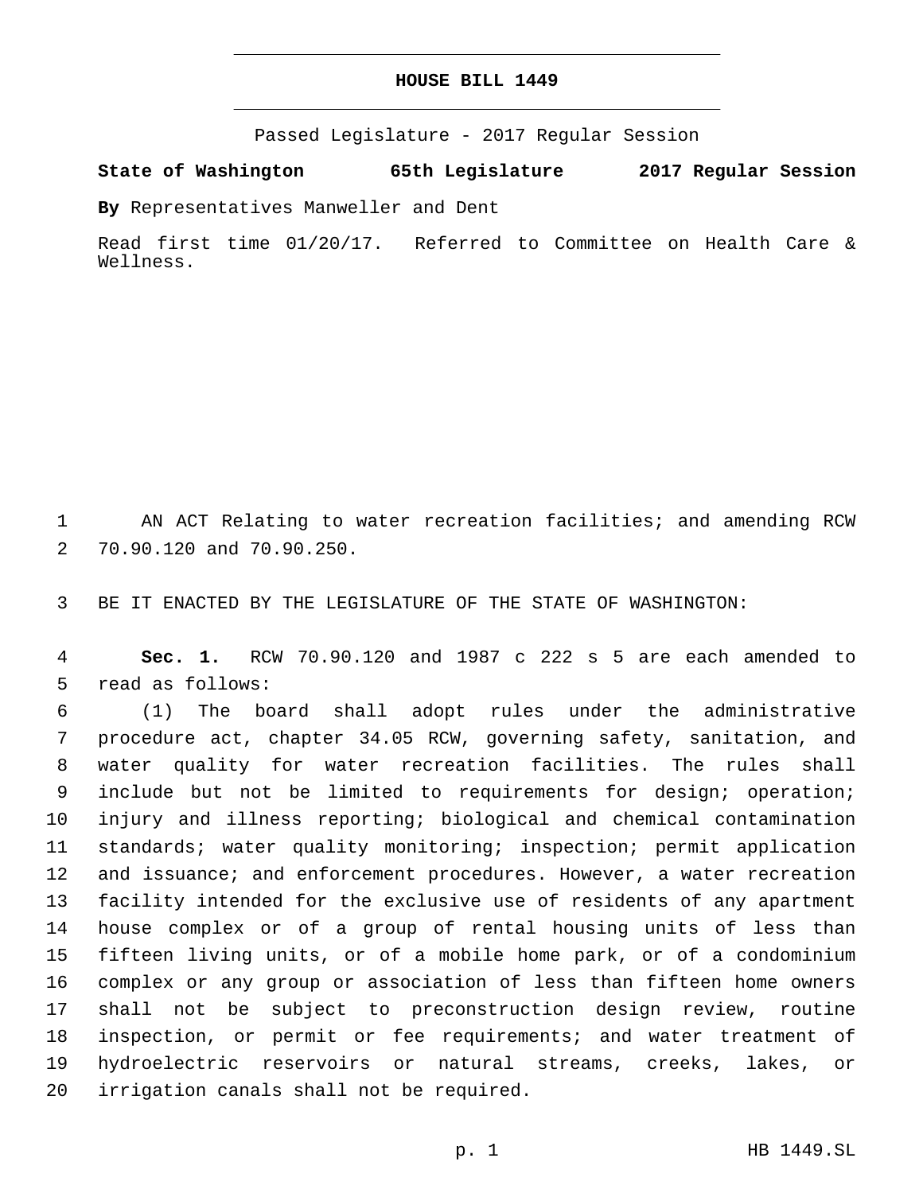**HOUSE BILL 1449**

Passed Legislature - 2017 Regular Session

**State of Washington 65th Legislature 2017 Regular Session**

**By** Representatives Manweller and Dent

Read first time 01/20/17. Referred to Committee on Health Care & Wellness.

AN ACT Relating to water recreation facilities; and amending RCW 70.90.120 and 70.90.250.

BE IT ENACTED BY THE LEGISLATURE OF THE STATE OF WASHINGTON:

**Sec. 1.** RCW 70.90.120 and 1987 c 222 s 5 are each amended to read as follows:

(1) The board shall adopt rules under the administrative procedure act, chapter 34.05 RCW, governing safety, sanitation, and water quality for water recreation facilities. The rules shall include but not be limited to requirements for design; operation; injury and illness reporting; biological and chemical contamination standards; water quality monitoring; inspection; permit application and issuance; and enforcement procedures. However, a water recreation facility intended for the exclusive use of residents of any apartment house complex or of a group of rental housing units of less than fifteen living units, or of a mobile home park, or of a condominium complex or any group or association of less than fifteen home owners shall not be subject to preconstruction design review, routine inspection, or permit or fee requirements; and water treatment of hydroelectric reservoirs or natural streams, creeks, lakes, or irrigation canals shall not be required.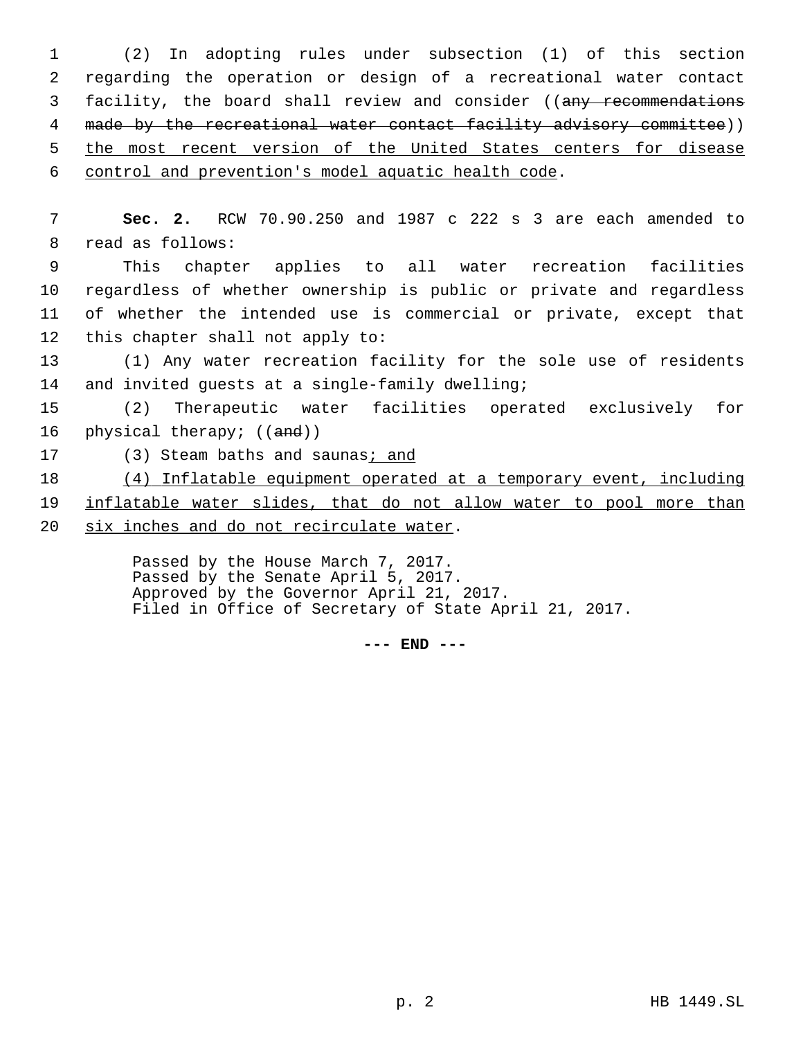(2) In adopting rules under subsection (1) of this section regarding the operation or design of a recreational water contact facility, the board shall review and consider ((~~any recommendations made by the recreational water contact facility advisory committee~~)) <u>the most recent version of the United States centers for disease control and prevention's model aquatic health code</u>.

**Sec. 2.** RCW 70.90.250 and 1987 c 222 s 3 are each amended to read as follows:

This chapter applies to all water recreation facilities regardless of whether ownership is public or private and regardless of whether the intended use is commercial or private, except that this chapter shall not apply to:

(1) Any water recreation facility for the sole use of residents and invited guests at a single-family dwelling;

(2) Therapeutic water facilities operated exclusively for physical therapy; ((~~and~~))

(3) Steam baths and saunas<u>; and</u>

<u>(4) Inflatable equipment operated at a temporary event, including inflatable water slides, that do not allow water to pool more than six inches and do not recirculate water</u>.

Passed by the House March 7, 2017.
Passed by the Senate April 5, 2017.
Approved by the Governor April 21, 2017.
Filed in Office of Secretary of State April 21, 2017.

**--- END ---**